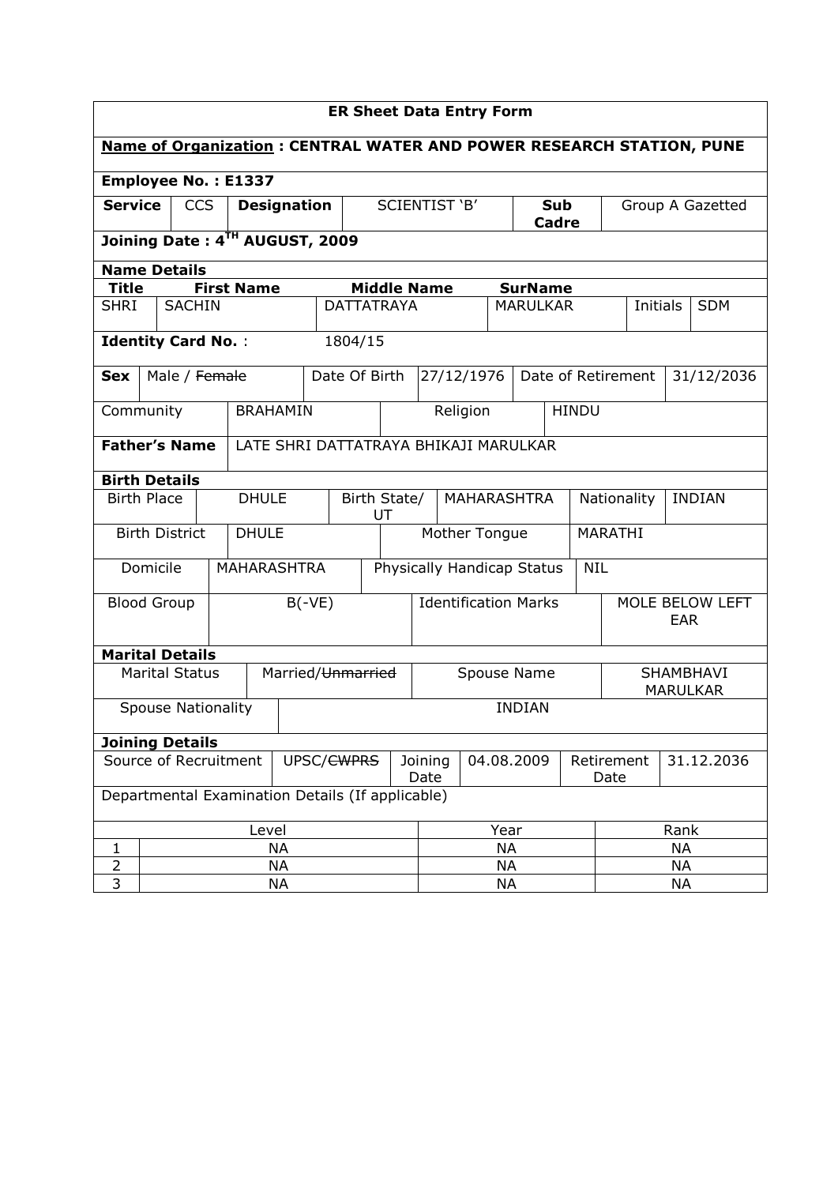# ER Sheet Data Entry Form

**Name of Organization : CENTRAL WATER AND POWER RESEARCH STATION, PUNE**

**Employee No. : E1337**

| **Service** | CCS | **Designation** | SCIENTIST 'B' | **Sub Cadre** | Group A Gazetted |
|---|---|---|---|---|---|

**Joining Date : 4TH AUGUST, 2009**

**Name Details**

| **Title** | **First Name** | **Middle Name** | **SurName** | | |
|---|---|---|---|---|---|
| SHRI | SACHIN | DATTATRAYA | MARULKAR | Initials | SDM |

**Identity Card No.** : 1804/15

| **Sex** | Male / ~~Female~~ | Date Of Birth | 27/12/1976 | Date of Retirement | 31/12/2036 |
|---|---|---|---|---|---|

| Community | BRAHAMIN | Religion | HINDU |
|---|---|---|---|

| **Father's Name** | LATE SHRI DATTATRAYA BHIKAJI MARULKAR |
|---|---|

**Birth Details**

| Birth Place | DHULE | Birth State/ UT | MAHARASHTRA | Nationality | INDIAN |
|---|---|---|---|---|---|
| Birth District | DHULE | Mother Tongue | MARATHI | | |
| Domicile | MAHARASHTRA | Physically Handicap Status | NIL | | |
| Blood Group | B(-VE) | Identification Marks | MOLE BELOW LEFT EAR | | |

**Marital Details**

| Marital Status | Married/~~Unmarried~~ | Spouse Name | SHAMBHAVI MARULKAR |
|---|---|---|---|
| Spouse Nationality | INDIAN | | |

**Joining Details**

| Source of Recruitment | UPSC/~~CWPRS~~ | Joining Date | 04.08.2009 | Retirement Date | 31.12.2036 |
|---|---|---|---|---|---|

Departmental Examination Details (If applicable)

| | Level | Year | Rank |
|---|---|---|---|
| 1 | NA | NA | NA |
| 2 | NA | NA | NA |
| 3 | NA | NA | NA |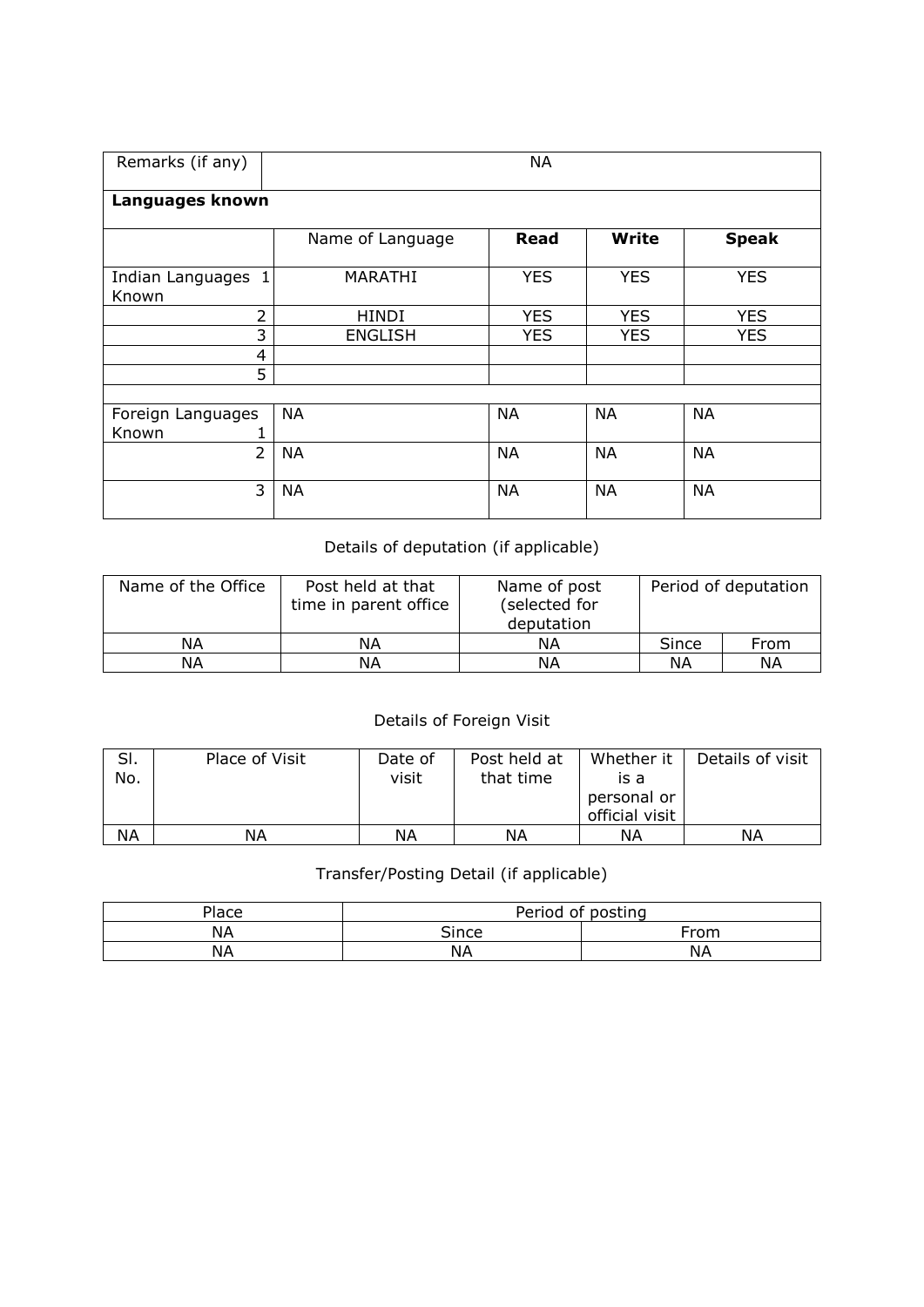| Remarks (if any) | NA | | | |
|---|---|---|---|---|
| **Languages known** | | | | |
| | Name of Language | **Read** | **Write** | **Speak** |
| Indian Languages Known 1 | MARATHI | YES | YES | YES |
| 2 | HINDI | YES | YES | YES |
| 3 | ENGLISH | YES | YES | YES |
| 4 | | | | |
| 5 | | | | |
| | | | | |
| Foreign Languages Known 1 | NA | NA | NA | NA |
| 2 | NA | NA | NA | NA |
| 3 | NA | NA | NA | NA |

Details of deputation (if applicable)

| Name of the Office | Post held at that time in parent office | Name of post (selected for deputation | Period of deputation | |
|---|---|---|---|---|
| NA | NA | NA | Since | From |
| NA | NA | NA | NA | NA |

Details of Foreign Visit

| Sl. No. | Place of Visit | Date of visit | Post held at that time | Whether it is a personal or official visit | Details of visit |
|---|---|---|---|---|---|
| NA | NA | NA | NA | NA | NA |

Transfer/Posting Detail (if applicable)

| Place | Period of posting | |
|---|---|---|
| NA | Since | From |
| NA | NA | NA |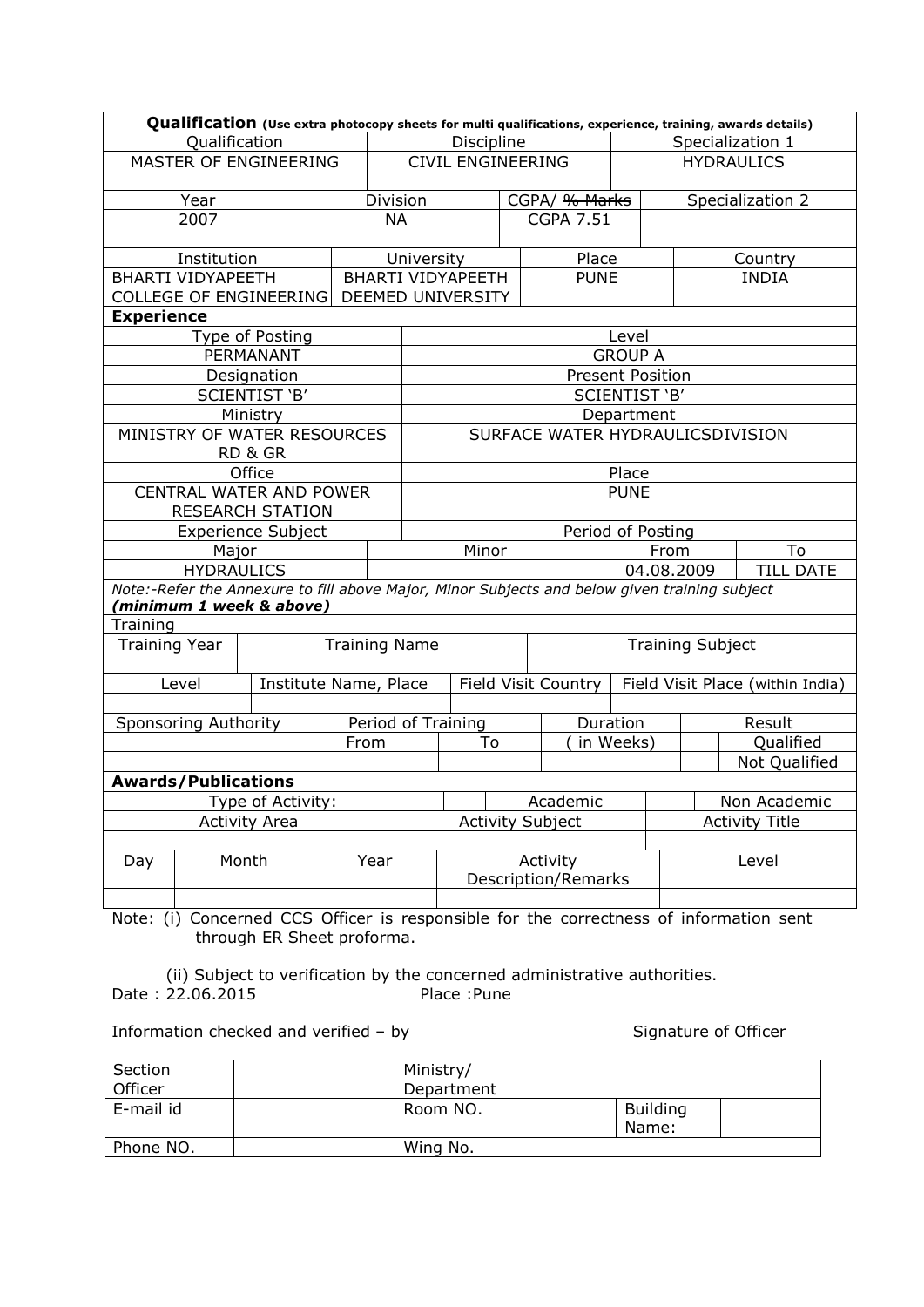**Qualification** (Use extra photocopy sheets for multi qualifications, experience, training, awards details)

| Qualification | Discipline | Specialization 1 |
|---|---|---|
| MASTER OF ENGINEERING | CIVIL ENGINEERING | HYDRAULICS |

| Year | Division | CGPA/ ~~% Marks~~ | Specialization 2 |
|---|---|---|---|
| 2007 | NA | CGPA 7.51 | |

| Institution | University | Place | Country |
|---|---|---|---|
| BHARTI VIDYAPEETH COLLEGE OF ENGINEERING | BHARTI VIDYAPEETH DEEMED UNIVERSITY | PUNE | INDIA |

**Experience**

| Type of Posting | Level |
|---|---|
| PERMANANT | GROUP A |
| Designation | Present Position |
| SCIENTIST 'B' | SCIENTIST 'B' |
| Ministry | Department |
| MINISTRY OF WATER RESOURCES RD & GR | SURFACE WATER HYDRAULICSDIVISION |
| Office | Place |
| CENTRAL WATER AND POWER RESEARCH STATION | PUNE |

| Experience Subject | | Period of Posting | |
|---|---|---|---|
| Major | Minor | From | To |
| HYDRAULICS | | 04.08.2009 | TILL DATE |

*Note:-Refer the Annexure to fill above Major, Minor Subjects and below given training subject* ***(minimum 1 week & above)***

Training

| Training Year | Training Name | Training Subject |
|---|---|---|
| | | |

| Level | Institute Name, Place | Field Visit Country | Field Visit Place (within India) |
|---|---|---|---|
| | | | |

| Sponsoring Authority | Period of Training | | Duration | Result | |
|---|---|---|---|---|---|
| | From | To | ( in Weeks) | | Qualified |
| | | | | | Not Qualified |

**Awards/Publications**

| Type of Activity: | | Academic | | Non Academic |
|---|---|---|---|---|

| Activity Area | Activity Subject | Activity Title |
|---|---|---|
| | | |

| Day | Month | Year | Activity Description/Remarks | Level |
|---|---|---|---|---|
| | | | | |

Note: (i) Concerned CCS Officer is responsible for the correctness of information sent through ER Sheet proforma.

(ii) Subject to verification by the concerned administrative authorities.

Date : 22.06.2015 Place :Pune

Information checked and verified – by Signature of Officer

| | | | | | |
|---|---|---|---|---|---|
| Section Officer | | Ministry/ Department | | | |
| E-mail id | | Room NO. | | Building Name: | |
| Phone NO. | | Wing No. | | | |